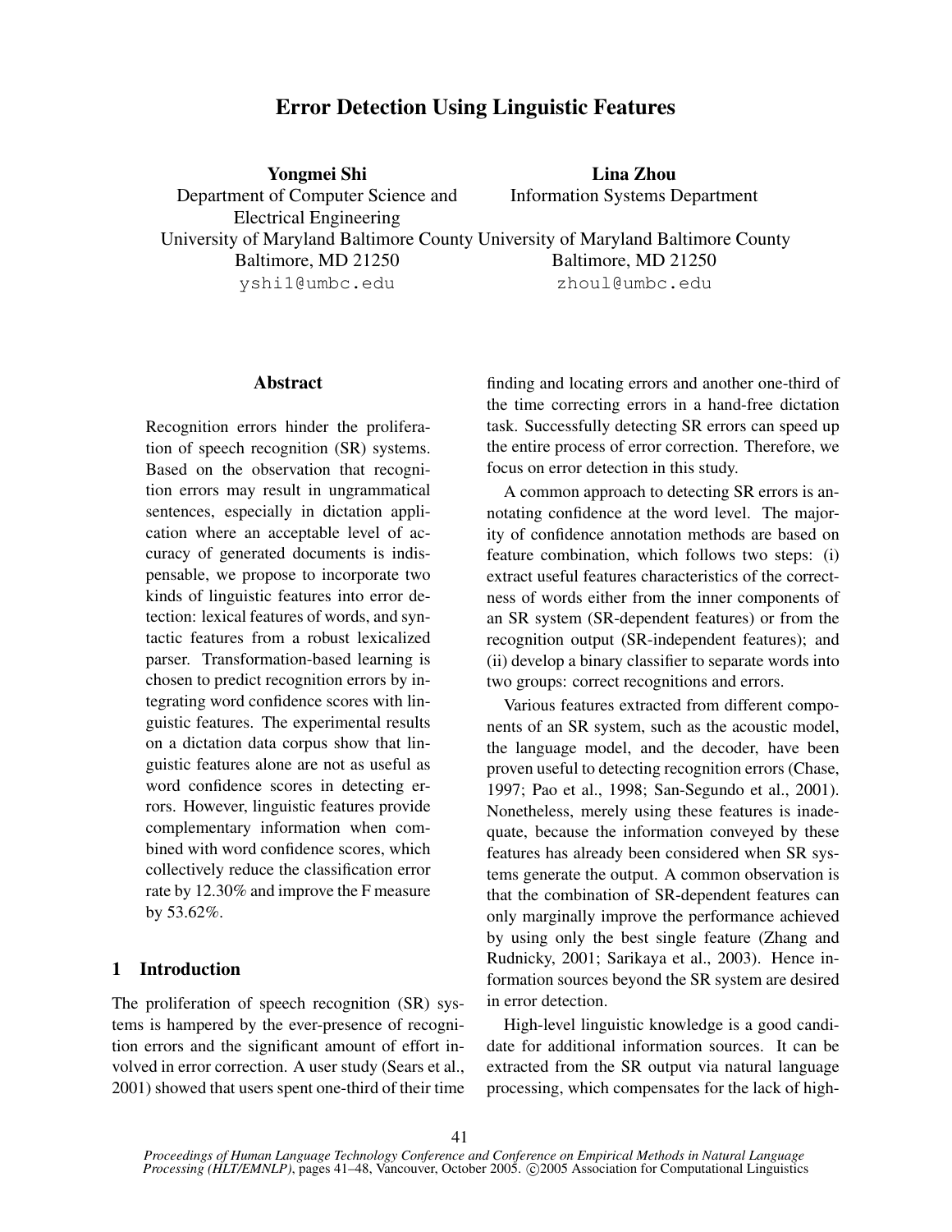# Error Detection Using Linguistic Features

**Yongmei Shi**
Department of Computer Science and Electrical Engineering
University of Maryland Baltimore County
Baltimore, MD 21250
yshi1@umbc.edu

**Lina Zhou**
Information Systems Department
University of Maryland Baltimore County
Baltimore, MD 21250
zhoul@umbc.edu

## Abstract

Recognition errors hinder the proliferation of speech recognition (SR) systems. Based on the observation that recognition errors may result in ungrammatical sentences, especially in dictation application where an acceptable level of accuracy of generated documents is indispensable, we propose to incorporate two kinds of linguistic features into error detection: lexical features of words, and syntactic features from a robust lexicalized parser. Transformation-based learning is chosen to predict recognition errors by integrating word confidence scores with linguistic features. The experimental results on a dictation data corpus show that linguistic features alone are not as useful as word confidence scores in detecting errors. However, linguistic features provide complementary information when combined with word confidence scores, which collectively reduce the classification error rate by 12.30% and improve the F measure by 53.62%.

## 1 Introduction

The proliferation of speech recognition (SR) systems is hampered by the ever-presence of recognition errors and the significant amount of effort involved in error correction. A user study (Sears et al., 2001) showed that users spent one-third of their time finding and locating errors and another one-third of the time correcting errors in a hand-free dictation task. Successfully detecting SR errors can speed up the entire process of error correction. Therefore, we focus on error detection in this study.

A common approach to detecting SR errors is annotating confidence at the word level. The majority of confidence annotation methods are based on feature combination, which follows two steps: (i) extract useful features characteristics of the correctness of words either from the inner components of an SR system (SR-dependent features) or from the recognition output (SR-independent features); and (ii) develop a binary classifier to separate words into two groups: correct recognitions and errors.

Various features extracted from different components of an SR system, such as the acoustic model, the language model, and the decoder, have been proven useful to detecting recognition errors (Chase, 1997; Pao et al., 1998; San-Segundo et al., 2001). Nonetheless, merely using these features is inadequate, because the information conveyed by these features has already been considered when SR systems generate the output. A common observation is that the combination of SR-dependent features can only marginally improve the performance achieved by using only the best single feature (Zhang and Rudnicky, 2001; Sarikaya et al., 2003). Hence information sources beyond the SR system are desired in error detection.

High-level linguistic knowledge is a good candidate for additional information sources. It can be extracted from the SR output via natural language processing, which compensates for the lack of high-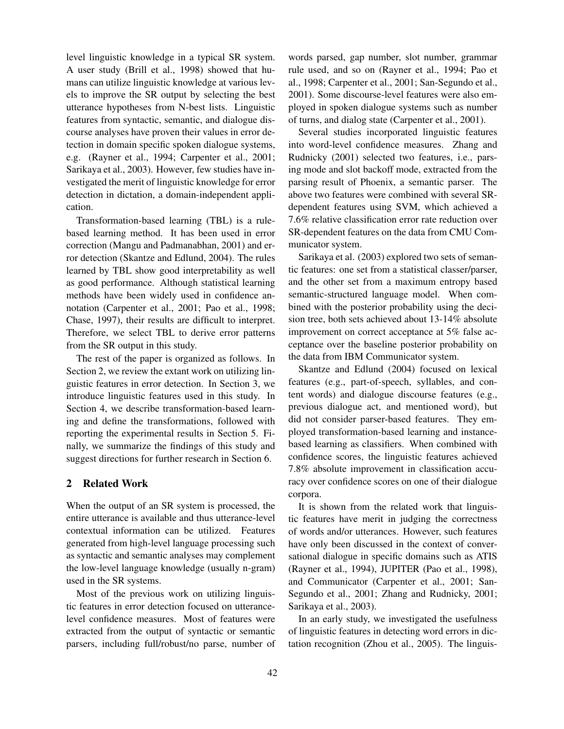level linguistic knowledge in a typical SR system. A user study (Brill et al., 1998) showed that humans can utilize linguistic knowledge at various levels to improve the SR output by selecting the best utterance hypotheses from N-best lists. Linguistic features from syntactic, semantic, and dialogue discourse analyses have proven their values in error detection in domain specific spoken dialogue systems, e.g. (Rayner et al., 1994; Carpenter et al., 2001; Sarikaya et al., 2003). However, few studies have investigated the merit of linguistic knowledge for error detection in dictation, a domain-independent application.

Transformation-based learning (TBL) is a rule-based learning method. It has been used in error correction (Mangu and Padmanabhan, 2001) and error detection (Skantze and Edlund, 2004). The rules learned by TBL show good interpretability as well as good performance. Although statistical learning methods have been widely used in confidence annotation (Carpenter et al., 2001; Pao et al., 1998; Chase, 1997), their results are difficult to interpret. Therefore, we select TBL to derive error patterns from the SR output in this study.

The rest of the paper is organized as follows. In Section 2, we review the extant work on utilizing linguistic features in error detection. In Section 3, we introduce linguistic features used in this study. In Section 4, we describe transformation-based learning and define the transformations, followed with reporting the experimental results in Section 5. Finally, we summarize the findings of this study and suggest directions for further research in Section 6.

## 2 Related Work

When the output of an SR system is processed, the entire utterance is available and thus utterance-level contextual information can be utilized. Features generated from high-level language processing such as syntactic and semantic analyses may complement the low-level language knowledge (usually n-gram) used in the SR systems.

Most of the previous work on utilizing linguistic features in error detection focused on utterance-level confidence measures. Most of features were extracted from the output of syntactic or semantic parsers, including full/robust/no parse, number of words parsed, gap number, slot number, grammar rule used, and so on (Rayner et al., 1994; Pao et al., 1998; Carpenter et al., 2001; San-Segundo et al., 2001). Some discourse-level features were also employed in spoken dialogue systems such as number of turns, and dialog state (Carpenter et al., 2001).

Several studies incorporated linguistic features into word-level confidence measures. Zhang and Rudnicky (2001) selected two features, i.e., parsing mode and slot backoff mode, extracted from the parsing result of Phoenix, a semantic parser. The above two features were combined with several SR-dependent features using SVM, which achieved a 7.6% relative classification error rate reduction over SR-dependent features on the data from CMU Communicator system.

Sarikaya et al. (2003) explored two sets of semantic features: one set from a statistical classer/parser, and the other set from a maximum entropy based semantic-structured language model. When combined with the posterior probability using the decision tree, both sets achieved about 13-14% absolute improvement on correct acceptance at 5% false acceptance over the baseline posterior probability on the data from IBM Communicator system.

Skantze and Edlund (2004) focused on lexical features (e.g., part-of-speech, syllables, and content words) and dialogue discourse features (e.g., previous dialogue act, and mentioned word), but did not consider parser-based features. They employed transformation-based learning and instance-based learning as classifiers. When combined with confidence scores, the linguistic features achieved 7.8% absolute improvement in classification accuracy over confidence scores on one of their dialogue corpora.

It is shown from the related work that linguistic features have merit in judging the correctness of words and/or utterances. However, such features have only been discussed in the context of conversational dialogue in specific domains such as ATIS (Rayner et al., 1994), JUPITER (Pao et al., 1998), and Communicator (Carpenter et al., 2001; San-Segundo et al., 2001; Zhang and Rudnicky, 2001; Sarikaya et al., 2003).

In an early study, we investigated the usefulness of linguistic features in detecting word errors in dictation recognition (Zhou et al., 2005). The linguis-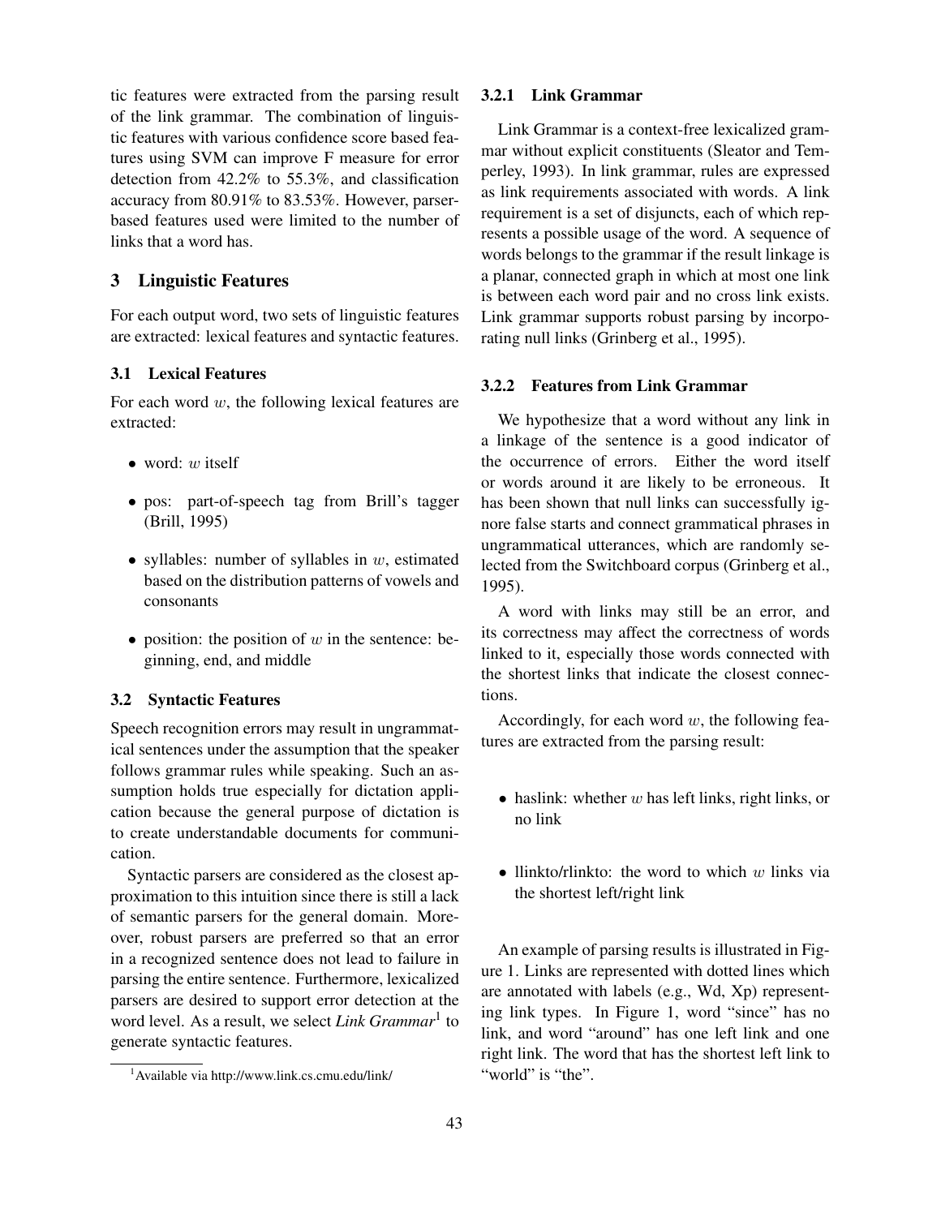tic features were extracted from the parsing result of the link grammar. The combination of linguistic features with various confidence score based features using SVM can improve F measure for error detection from 42.2% to 55.3%, and classification accuracy from 80.91% to 83.53%. However, parser-based features used were limited to the number of links that a word has.

## 3 Linguistic Features

For each output word, two sets of linguistic features are extracted: lexical features and syntactic features.

### 3.1 Lexical Features

For each word $w$, the following lexical features are extracted:

- word: $w$ itself
- pos: part-of-speech tag from Brill's tagger (Brill, 1995)
- syllables: number of syllables in $w$, estimated based on the distribution patterns of vowels and consonants
- position: the position of $w$ in the sentence: beginning, end, and middle

### 3.2 Syntactic Features

Speech recognition errors may result in ungrammatical sentences under the assumption that the speaker follows grammar rules while speaking. Such an assumption holds true especially for dictation application because the general purpose of dictation is to create understandable documents for communication.

Syntactic parsers are considered as the closest approximation to this intuition since there is still a lack of semantic parsers for the general domain. Moreover, robust parsers are preferred so that an error in a recognized sentence does not lead to failure in parsing the entire sentence. Furthermore, lexicalized parsers are desired to support error detection at the word level. As a result, we select *Link Grammar*[1] to generate syntactic features.

[1] Available via http://www.link.cs.cmu.edu/link/

#### 3.2.1 Link Grammar

Link Grammar is a context-free lexicalized grammar without explicit constituents (Sleator and Temperley, 1993). In link grammar, rules are expressed as link requirements associated with words. A link requirement is a set of disjuncts, each of which represents a possible usage of the word. A sequence of words belongs to the grammar if the result linkage is a planar, connected graph in which at most one link is between each word pair and no cross link exists. Link grammar supports robust parsing by incorporating null links (Grinberg et al., 1995).

#### 3.2.2 Features from Link Grammar

We hypothesize that a word without any link in a linkage of the sentence is a good indicator of the occurrence of errors. Either the word itself or words around it are likely to be erroneous. It has been shown that null links can successfully ignore false starts and connect grammatical phrases in ungrammatical utterances, which are randomly selected from the Switchboard corpus (Grinberg et al., 1995).

A word with links may still be an error, and its correctness may affect the correctness of words linked to it, especially those words connected with the shortest links that indicate the closest connections.

Accordingly, for each word $w$, the following features are extracted from the parsing result:

- haslink: whether $w$ has left links, right links, or no link
- llinkto/rlinkto: the word to which $w$ links via the shortest left/right link

An example of parsing results is illustrated in Figure 1. Links are represented with dotted lines which are annotated with labels (e.g., Wd, Xp) representing link types. In Figure 1, word "since" has no link, and word "around" has one left link and one right link. The word that has the shortest left link to "world" is "the".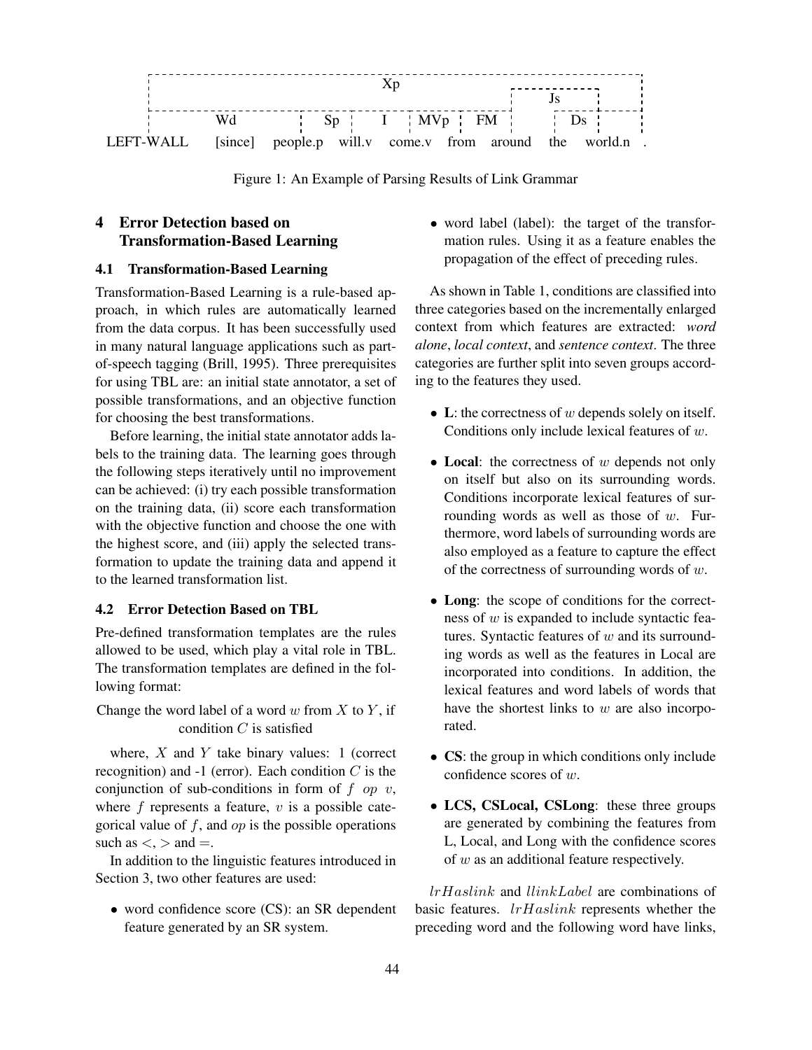```
                                         Xp
                                                               Js
          Wd              Sp      I     MVp     FM              Ds
LEFT-WALL   [since]   people.p   will.v   come.v   from   around   the   world.n   .
```

Figure 1: An Example of Parsing Results of Link Grammar

## 4 Error Detection based on Transformation-Based Learning

### 4.1 Transformation-Based Learning

Transformation-Based Learning is a rule-based approach, in which rules are automatically learned from the data corpus. It has been successfully used in many natural language applications such as part-of-speech tagging (Brill, 1995). Three prerequisites for using TBL are: an initial state annotator, a set of possible transformations, and an objective function for choosing the best transformations.

Before learning, the initial state annotator adds labels to the training data. The learning goes through the following steps iteratively until no improvement can be achieved: (i) try each possible transformation on the training data, (ii) score each transformation with the objective function and choose the one with the highest score, and (iii) apply the selected transformation to update the training data and append it to the learned transformation list.

### 4.2 Error Detection Based on TBL

Pre-defined transformation templates are the rules allowed to be used, which play a vital role in TBL. The transformation templates are defined in the following format:

Change the word label of a word $w$ from $X$ to $Y$, if condition $C$ is satisfied

where, $X$ and $Y$ take binary values: 1 (correct recognition) and -1 (error). Each condition $C$ is the conjunction of sub-conditions in form of $f \ op \ v$, where $f$ represents a feature, $v$ is a possible categorical value of $f$, and $op$ is the possible operations such as $<$, $>$ and $=$.

In addition to the linguistic features introduced in Section 3, two other features are used:

- word confidence score (CS): an SR dependent feature generated by an SR system.
- word label (label): the target of the transformation rules. Using it as a feature enables the propagation of the effect of preceding rules.

As shown in Table 1, conditions are classified into three categories based on the incrementally enlarged context from which features are extracted: *word alone*, *local context*, and *sentence context*. The three categories are further split into seven groups according to the features they used.

- **L**: the correctness of $w$ depends solely on itself. Conditions only include lexical features of $w$.
- **Local**: the correctness of $w$ depends not only on itself but also on its surrounding words. Conditions incorporate lexical features of surrounding words as well as those of $w$. Furthermore, word labels of surrounding words are also employed as a feature to capture the effect of the correctness of surrounding words of $w$.
- **Long**: the scope of conditions for the correctness of $w$ is expanded to include syntactic features. Syntactic features of $w$ and its surrounding words as well as the features in Local are incorporated into conditions. In addition, the lexical features and word labels of words that have the shortest links to $w$ are also incorporated.
- **CS**: the group in which conditions only include confidence scores of $w$.
- **LCS, CSLocal, CSLong**: these three groups are generated by combining the features from L, Local, and Long with the confidence scores of $w$ as an additional feature respectively.

$lrHaslink$ and $llinkLabel$ are combinations of basic features. $lrHaslink$ represents whether the preceding word and the following word have links,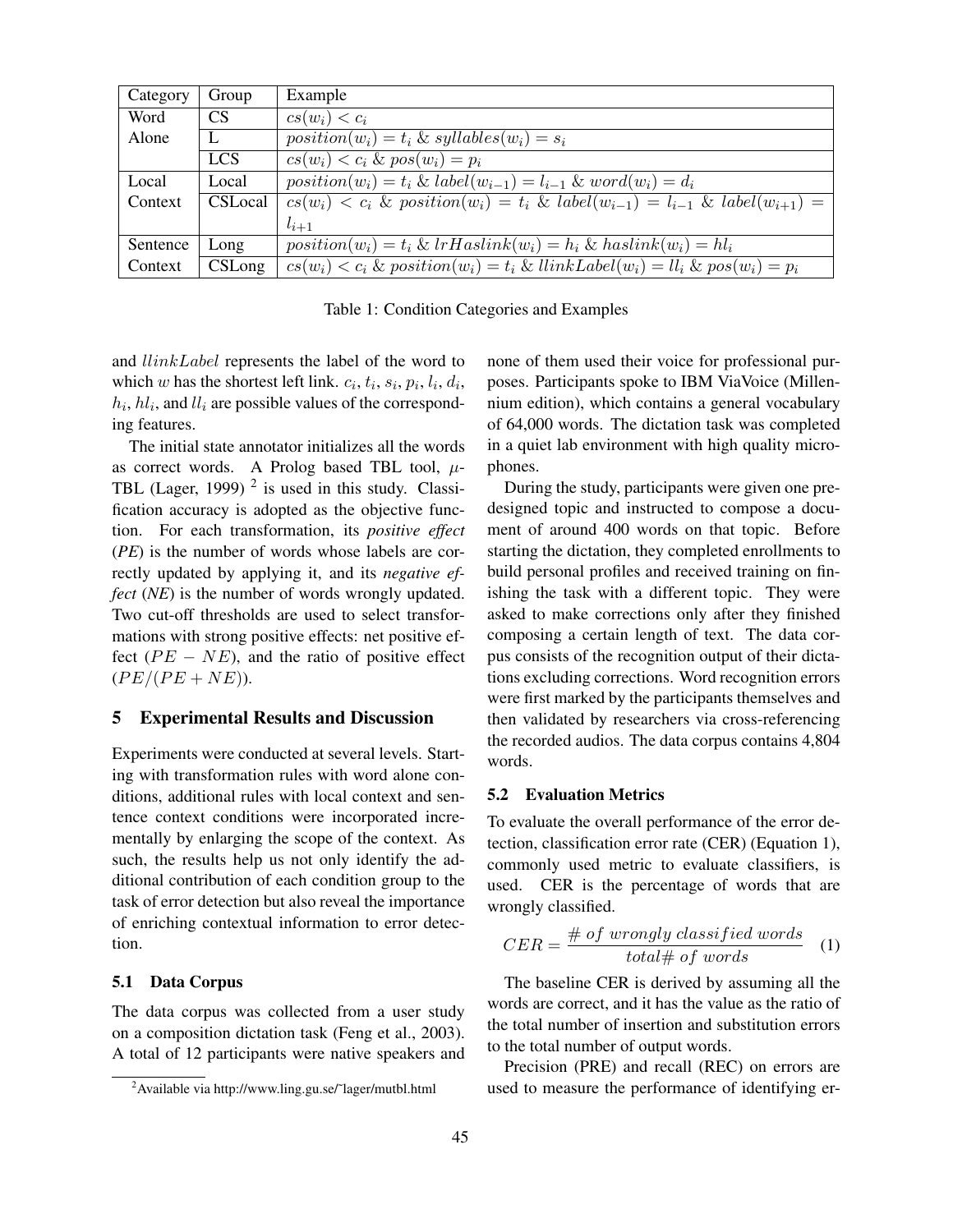| Category | Group | Example |
|---|---|---|
| Word Alone | CS | $cs(w_i) < c_i$ |
| | L | $position(w_i) = t_i$ & $syllables(w_i) = s_i$ |
| | LCS | $cs(w_i) < c_i$ & $pos(w_i) = p_i$ |
| Local Context | Local | $position(w_i) = t_i$ & $label(w_{i-1}) = l_{i-1}$ & $word(w_i) = d_i$ |
| | CSLocal | $cs(w_i) < c_i$ & $position(w_i) = t_i$ & $label(w_{i-1}) = l_{i-1}$ & $label(w_{i+1}) = l_{i+1}$ |
| Sentence Context | Long | $position(w_i) = t_i$ & $lrHaslink(w_i) = h_i$ & $haslink(w_i) = hl_i$ |
| | CSLong | $cs(w_i) < c_i$ & $position(w_i) = t_i$ & $llinkLabel(w_i) = ll_i$ & $pos(w_i) = p_i$ |

Table 1: Condition Categories and Examples

and $llinkLabel$ represents the label of the word to which $w$ has the shortest left link. $c_i$, $t_i$, $s_i$, $p_i$, $l_i$, $d_i$, $h_i$, $hl_i$, and $ll_i$ are possible values of the corresponding features.

The initial state annotator initializes all the words as correct words. A Prolog based TBL tool, $\mu$-TBL (Lager, 1999) [2] is used in this study. Classification accuracy is adopted as the objective function. For each transformation, its *positive effect* (*PE*) is the number of words whose labels are correctly updated by applying it, and its *negative effect* (*NE*) is the number of words wrongly updated. Two cut-off thresholds are used to select transformations with strong positive effects: net positive effect ($PE - NE$), and the ratio of positive effect ($PE/(PE + NE)$).

## 5 Experimental Results and Discussion

Experiments were conducted at several levels. Starting with transformation rules with word alone conditions, additional rules with local context and sentence context conditions were incorporated incrementally by enlarging the scope of the context. As such, the results help us not only identify the additional contribution of each condition group to the task of error detection but also reveal the importance of enriching contextual information to error detection.

### 5.1 Data Corpus

The data corpus was collected from a user study on a composition dictation task (Feng et al., 2003). A total of 12 participants were native speakers and none of them used their voice for professional purposes. Participants spoke to IBM ViaVoice (Millennium edition), which contains a general vocabulary of 64,000 words. The dictation task was completed in a quiet lab environment with high quality microphones.

During the study, participants were given one predesigned topic and instructed to compose a document of around 400 words on that topic. Before starting the dictation, they completed enrollments to build personal profiles and received training on finishing the task with a different topic. They were asked to make corrections only after they finished composing a certain length of text. The data corpus consists of the recognition output of their dictations excluding corrections. Word recognition errors were first marked by the participants themselves and then validated by researchers via cross-referencing the recorded audios. The data corpus contains 4,804 words.

### 5.2 Evaluation Metrics

To evaluate the overall performance of the error detection, classification error rate (CER) (Equation 1), commonly used metric to evaluate classifiers, is used. CER is the percentage of words that are wrongly classified.

$$CER = \frac{\#\ of\ wrongly\ classified\ words}{total\#\ of\ words} \quad (1)$$

The baseline CER is derived by assuming all the words are correct, and it has the value as the ratio of the total number of insertion and substitution errors to the total number of output words.

Precision (PRE) and recall (REC) on errors are used to measure the performance of identifying er-

[2] Available via http://www.ling.gu.se/˜lager/mutbl.html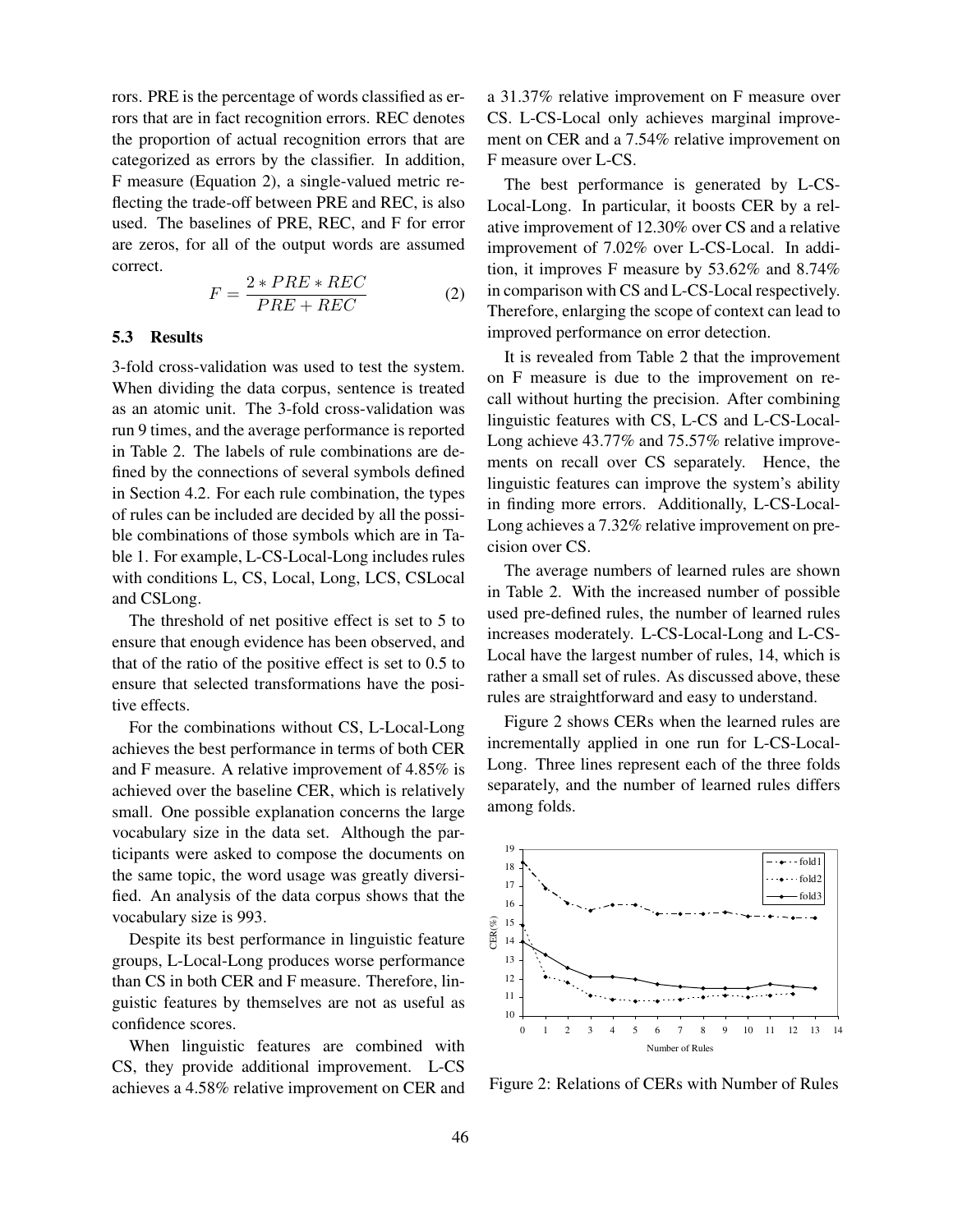rors. PRE is the percentage of words classified as errors that are in fact recognition errors. REC denotes the proportion of actual recognition errors that are categorized as errors by the classifier. In addition, F measure (Equation 2), a single-valued metric reflecting the trade-off between PRE and REC, is also used. The baselines of PRE, REC, and F for error are zeros, for all of the output words are assumed correct.

$$F = \frac{2 * PRE * REC}{PRE + REC} \tag{2}$$

### 5.3 Results

3-fold cross-validation was used to test the system. When dividing the data corpus, sentence is treated as an atomic unit. The 3-fold cross-validation was run 9 times, and the average performance is reported in Table 2. The labels of rule combinations are defined by the connections of several symbols defined in Section 4.2. For each rule combination, the types of rules can be included are decided by all the possible combinations of those symbols which are in Table 1. For example, L-CS-Local-Long includes rules with conditions L, CS, Local, Long, LCS, CSLocal and CSLong.

The threshold of net positive effect is set to 5 to ensure that enough evidence has been observed, and that of the ratio of the positive effect is set to 0.5 to ensure that selected transformations have the positive effects.

For the combinations without CS, L-Local-Long achieves the best performance in terms of both CER and F measure. A relative improvement of 4.85% is achieved over the baseline CER, which is relatively small. One possible explanation concerns the large vocabulary size in the data set. Although the participants were asked to compose the documents on the same topic, the word usage was greatly diversified. An analysis of the data corpus shows that the vocabulary size is 993.

Despite its best performance in linguistic feature groups, L-Local-Long produces worse performance than CS in both CER and F measure. Therefore, linguistic features by themselves are not as useful as confidence scores.

When linguistic features are combined with CS, they provide additional improvement. L-CS achieves a 4.58% relative improvement on CER and a 31.37% relative improvement on F measure over CS. L-CS-Local only achieves marginal improvement on CER and a 7.54% relative improvement on F measure over L-CS.

The best performance is generated by L-CS-Local-Long. In particular, it boosts CER by a relative improvement of 12.30% over CS and a relative improvement of 7.02% over L-CS-Local. In addition, it improves F measure by 53.62% and 8.74% in comparison with CS and L-CS-Local respectively. Therefore, enlarging the scope of context can lead to improved performance on error detection.

It is revealed from Table 2 that the improvement on F measure is due to the improvement on recall without hurting the precision. After combining linguistic features with CS, L-CS and L-CS-Local-Long achieve 43.77% and 75.57% relative improvements on recall over CS separately. Hence, the linguistic features can improve the system's ability in finding more errors. Additionally, L-CS-Local-Long achieves a 7.32% relative improvement on precision over CS.

The average numbers of learned rules are shown in Table 2. With the increased number of possible used pre-defined rules, the number of learned rules increases moderately. L-CS-Local-Long and L-CS-Local have the largest number of rules, 14, which is rather a small set of rules. As discussed above, these rules are straightforward and easy to understand.

Figure 2 shows CERs when the learned rules are incrementally applied in one run for L-CS-Local-Long. Three lines represent each of the three folds separately, and the number of learned rules differs among folds.

Figure 2: Relations of CERs with Number of Rules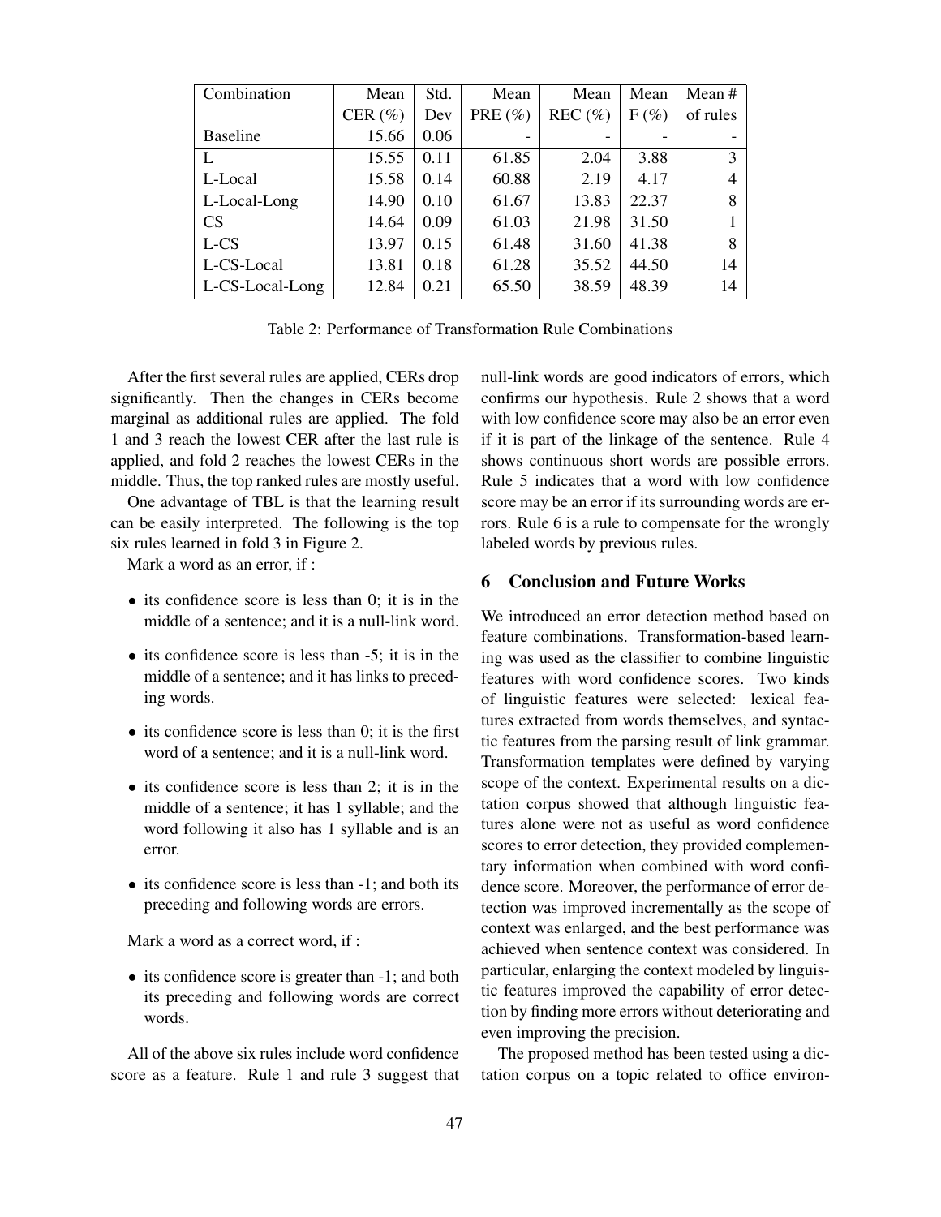| Combination | Mean CER (%) | Std. Dev | Mean PRE (%) | Mean REC (%) | Mean F (%) | Mean # of rules |
|---|---|---|---|---|---|---|
| Baseline | 15.66 | 0.06 | - | - | - | - |
| L | 15.55 | 0.11 | 61.85 | 2.04 | 3.88 | 3 |
| L-Local | 15.58 | 0.14 | 60.88 | 2.19 | 4.17 | 4 |
| L-Local-Long | 14.90 | 0.10 | 61.67 | 13.83 | 22.37 | 8 |
| CS | 14.64 | 0.09 | 61.03 | 21.98 | 31.50 | 1 |
| L-CS | 13.97 | 0.15 | 61.48 | 31.60 | 41.38 | 8 |
| L-CS-Local | 13.81 | 0.18 | 61.28 | 35.52 | 44.50 | 14 |
| L-CS-Local-Long | 12.84 | 0.21 | 65.50 | 38.59 | 48.39 | 14 |

Table 2: Performance of Transformation Rule Combinations

After the first several rules are applied, CERs drop significantly. Then the changes in CERs become marginal as additional rules are applied. The fold 1 and 3 reach the lowest CER after the last rule is applied, and fold 2 reaches the lowest CERs in the middle. Thus, the top ranked rules are mostly useful.

One advantage of TBL is that the learning result can be easily interpreted. The following is the top six rules learned in fold 3 in Figure 2.

Mark a word as an error, if :

- its confidence score is less than 0; it is in the middle of a sentence; and it is a null-link word.
- its confidence score is less than -5; it is in the middle of a sentence; and it has links to preceding words.
- its confidence score is less than 0; it is the first word of a sentence; and it is a null-link word.
- its confidence score is less than 2; it is in the middle of a sentence; it has 1 syllable; and the word following it also has 1 syllable and is an error.
- its confidence score is less than -1; and both its preceding and following words are errors.

Mark a word as a correct word, if :

- its confidence score is greater than -1; and both its preceding and following words are correct words.

All of the above six rules include word confidence score as a feature. Rule 1 and rule 3 suggest that null-link words are good indicators of errors, which confirms our hypothesis. Rule 2 shows that a word with low confidence score may also be an error even if it is part of the linkage of the sentence. Rule 4 shows continuous short words are possible errors. Rule 5 indicates that a word with low confidence score may be an error if its surrounding words are errors. Rule 6 is a rule to compensate for the wrongly labeled words by previous rules.

## 6 Conclusion and Future Works

We introduced an error detection method based on feature combinations. Transformation-based learning was used as the classifier to combine linguistic features with word confidence scores. Two kinds of linguistic features were selected: lexical features extracted from words themselves, and syntactic features from the parsing result of link grammar. Transformation templates were defined by varying scope of the context. Experimental results on a dictation corpus showed that although linguistic features alone were not as useful as word confidence scores to error detection, they provided complementary information when combined with word confidence score. Moreover, the performance of error detection was improved incrementally as the scope of context was enlarged, and the best performance was achieved when sentence context was considered. In particular, enlarging the context modeled by linguistic features improved the capability of error detection by finding more errors without deteriorating and even improving the precision.

The proposed method has been tested using a dictation corpus on a topic related to office environ-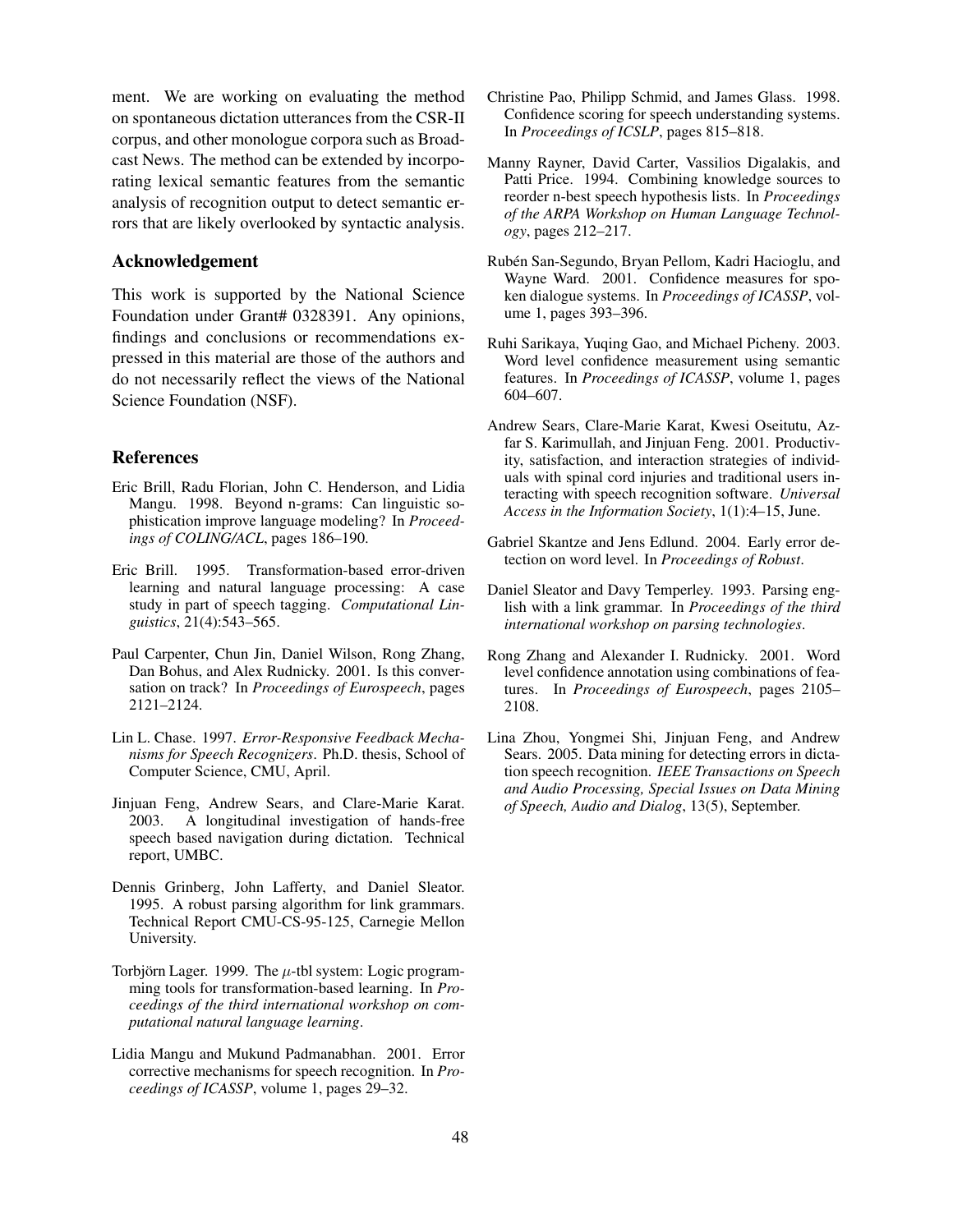ment. We are working on evaluating the method on spontaneous dictation utterances from the CSR-II corpus, and other monologue corpora such as Broadcast News. The method can be extended by incorporating lexical semantic features from the semantic analysis of recognition output to detect semantic errors that are likely overlooked by syntactic analysis.

## Acknowledgement

This work is supported by the National Science Foundation under Grant# 0328391. Any opinions, findings and conclusions or recommendations expressed in this material are those of the authors and do not necessarily reflect the views of the National Science Foundation (NSF).

## References

Eric Brill, Radu Florian, John C. Henderson, and Lidia Mangu. 1998. Beyond n-grams: Can linguistic sophistication improve language modeling? In *Proceedings of COLING/ACL*, pages 186–190.

Eric Brill. 1995. Transformation-based error-driven learning and natural language processing: A case study in part of speech tagging. *Computational Linguistics*, 21(4):543–565.

Paul Carpenter, Chun Jin, Daniel Wilson, Rong Zhang, Dan Bohus, and Alex Rudnicky. 2001. Is this conversation on track? In *Proceedings of Eurospeech*, pages 2121–2124.

Lin L. Chase. 1997. *Error-Responsive Feedback Mechanisms for Speech Recognizers*. Ph.D. thesis, School of Computer Science, CMU, April.

Jinjuan Feng, Andrew Sears, and Clare-Marie Karat. 2003. A longitudinal investigation of hands-free speech based navigation during dictation. Technical report, UMBC.

Dennis Grinberg, John Lafferty, and Daniel Sleator. 1995. A robust parsing algorithm for link grammars. Technical Report CMU-CS-95-125, Carnegie Mellon University.

Torbjörn Lager. 1999. The $\mu$-tbl system: Logic programming tools for transformation-based learning. In *Proceedings of the third international workshop on computational natural language learning*.

Lidia Mangu and Mukund Padmanabhan. 2001. Error corrective mechanisms for speech recognition. In *Proceedings of ICASSP*, volume 1, pages 29–32.

Christine Pao, Philipp Schmid, and James Glass. 1998. Confidence scoring for speech understanding systems. In *Proceedings of ICSLP*, pages 815–818.

Manny Rayner, David Carter, Vassilios Digalakis, and Patti Price. 1994. Combining knowledge sources to reorder n-best speech hypothesis lists. In *Proceedings of the ARPA Workshop on Human Language Technology*, pages 212–217.

Rubén San-Segundo, Bryan Pellom, Kadri Hacioglu, and Wayne Ward. 2001. Confidence measures for spoken dialogue systems. In *Proceedings of ICASSP*, volume 1, pages 393–396.

Ruhi Sarikaya, Yuqing Gao, and Michael Picheny. 2003. Word level confidence measurement using semantic features. In *Proceedings of ICASSP*, volume 1, pages 604–607.

Andrew Sears, Clare-Marie Karat, Kwesi Oseitutu, Azfar S. Karimullah, and Jinjuan Feng. 2001. Productivity, satisfaction, and interaction strategies of individuals with spinal cord injuries and traditional users interacting with speech recognition software. *Universal Access in the Information Society*, 1(1):4–15, June.

Gabriel Skantze and Jens Edlund. 2004. Early error detection on word level. In *Proceedings of Robust*.

Daniel Sleator and Davy Temperley. 1993. Parsing english with a link grammar. In *Proceedings of the third international workshop on parsing technologies*.

Rong Zhang and Alexander I. Rudnicky. 2001. Word level confidence annotation using combinations of features. In *Proceedings of Eurospeech*, pages 2105–2108.

Lina Zhou, Yongmei Shi, Jinjuan Feng, and Andrew Sears. 2005. Data mining for detecting errors in dictation speech recognition. *IEEE Transactions on Speech and Audio Processing, Special Issues on Data Mining of Speech, Audio and Dialog*, 13(5), September.